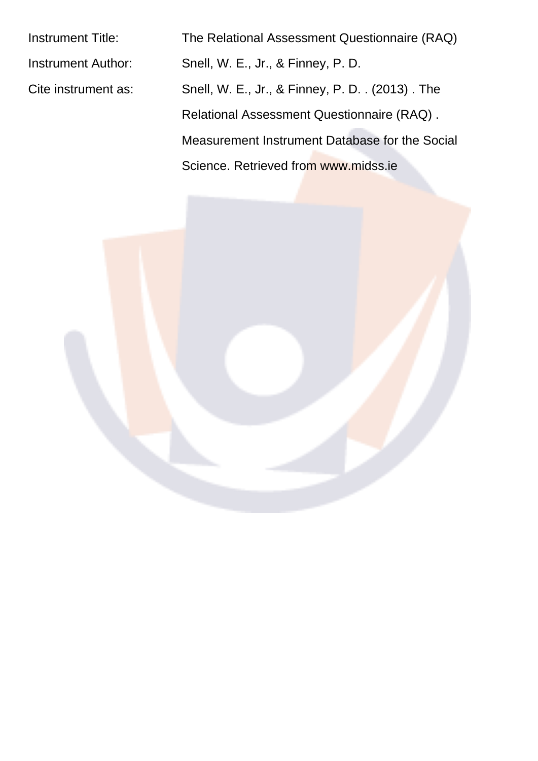| | |
|---|---|
| Instrument Title: | The Relational Assessment Questionnaire (RAQ) |
| Instrument Author: | Snell, W. E., Jr., & Finney, P. D. |
| Cite instrument as: | Snell, W. E., Jr., & Finney, P. D. . (2013) . The Relational Assessment Questionnaire (RAQ) . Measurement Instrument Database for the Social Science. Retrieved from www.midss.ie |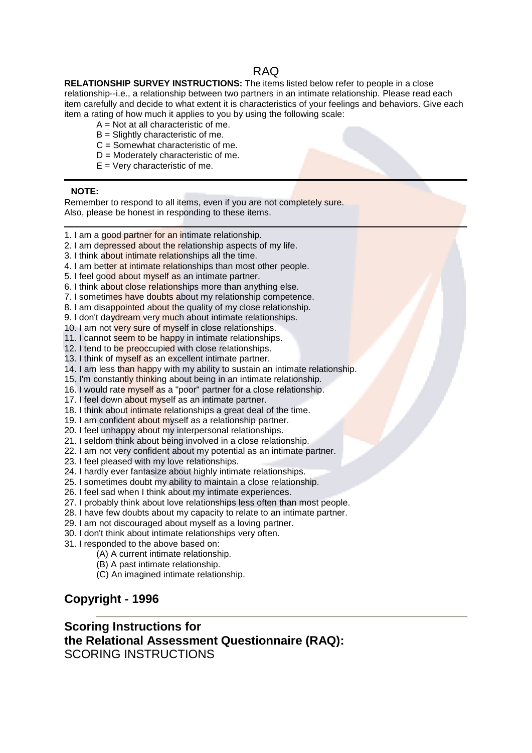# RAQ

**RELATIONSHIP SURVEY INSTRUCTIONS:** The items listed below refer to people in a close relationship--i.e., a relationship between two partners in an intimate relationship. Please read each item carefully and decide to what extent it is characteristics of your feelings and behaviors. Give each item a rating of how much it applies to you by using the following scale:

- A = Not at all characteristic of me.
- B = Slightly characteristic of me.
- C = Somewhat characteristic of me.
- D = Moderately characteristic of me.
- E = Very characteristic of me.

---

**NOTE:**

Remember to respond to all items, even if you are not completely sure.
Also, please be honest in responding to these items.

---

1. I am a good partner for an intimate relationship.
2. I am depressed about the relationship aspects of my life.
3. I think about intimate relationships all the time.
4. I am better at intimate relationships than most other people.
5. I feel good about myself as an intimate partner.
6. I think about close relationships more than anything else.
7. I sometimes have doubts about my relationship competence.
8. I am disappointed about the quality of my close relationship.
9. I don't daydream very much about intimate relationships.
10. I am not very sure of myself in close relationships.
11. I cannot seem to be happy in intimate relationships.
12. I tend to be preoccupied with close relationships.
13. I think of myself as an excellent intimate partner.
14. I am less than happy with my ability to sustain an intimate relationship.
15. I'm constantly thinking about being in an intimate relationship.
16. I would rate myself as a "poor" partner for a close relationship.
17. I feel down about myself as an intimate partner.
18. I think about intimate relationships a great deal of the time.
19. I am confident about myself as a relationship partner.
20. I feel unhappy about my interpersonal relationships.
21. I seldom think about being involved in a close relationship.
22. I am not very confident about my potential as an intimate partner.
23. I feel pleased with my love relationships.
24. I hardly ever fantasize about highly intimate relationships.
25. I sometimes doubt my ability to maintain a close relationship.
26. I feel sad when I think about my intimate experiences.
27. I probably think about love relationships less often than most people.
28. I have few doubts about my capacity to relate to an intimate partner.
29. I am not discouraged about myself as a loving partner.
30. I don't think about intimate relationships very often.
31. I responded to the above based on:
    - (A) A current intimate relationship.
    - (B) A past intimate relationship.
    - (C) An imagined intimate relationship.

## Copyright - 1996

---

## Scoring Instructions for the Relational Assessment Questionnaire (RAQ):

SCORING INSTRUCTIONS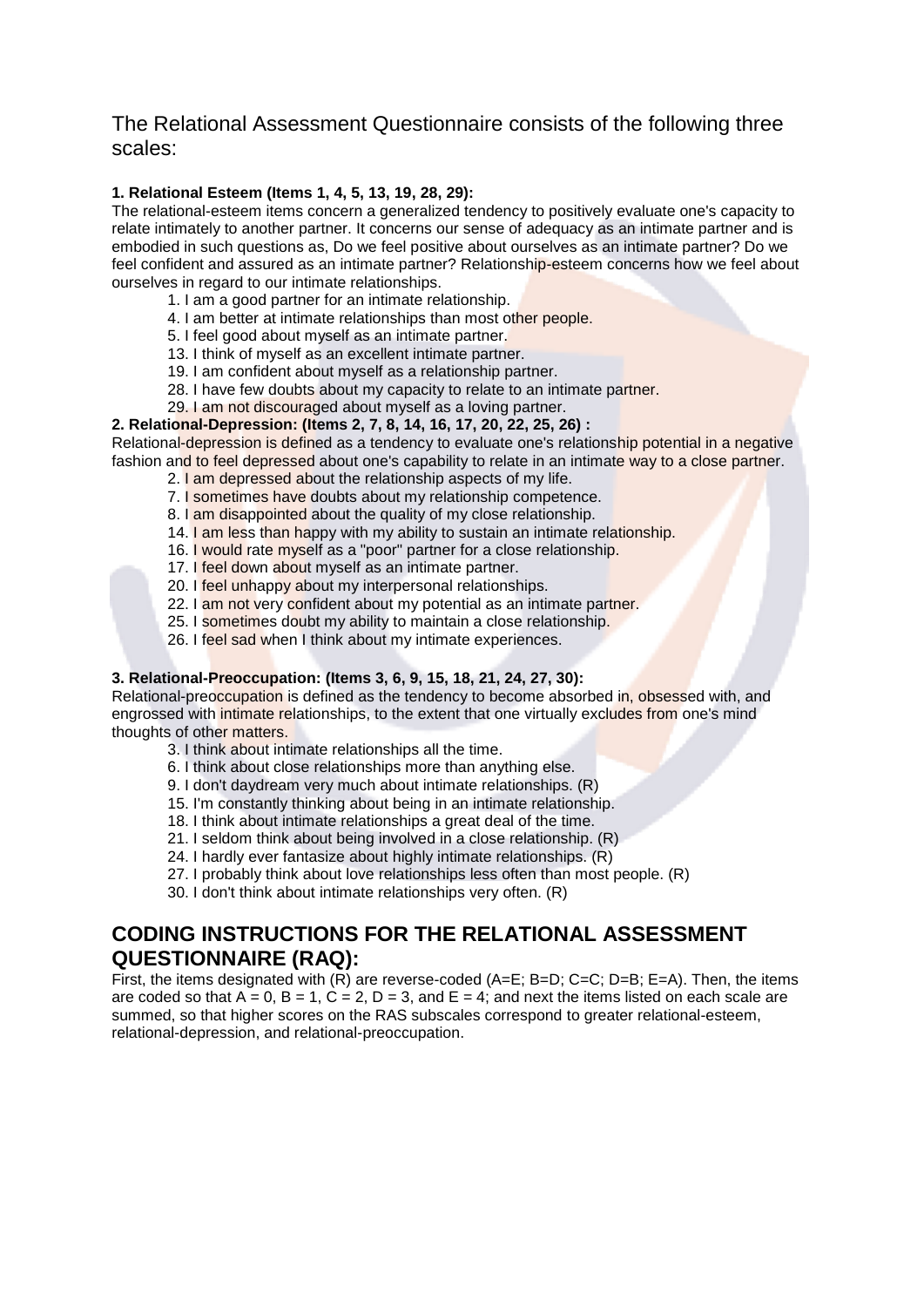## The Relational Assessment Questionnaire consists of the following three scales:

**1. Relational Esteem (Items 1, 4, 5, 13, 19, 28, 29):**
The relational-esteem items concern a generalized tendency to positively evaluate one's capacity to relate intimately to another partner. It concerns our sense of adequacy as an intimate partner and is embodied in such questions as, Do we feel positive about ourselves as an intimate partner? Do we feel confident and assured as an intimate partner? Relationship-esteem concerns how we feel about ourselves in regard to our intimate relationships.

1. I am a good partner for an intimate relationship.
4. I am better at intimate relationships than most other people.
5. I feel good about myself as an intimate partner.
13. I think of myself as an excellent intimate partner.
19. I am confident about myself as a relationship partner.
28. I have few doubts about my capacity to relate to an intimate partner.
29. I am not discouraged about myself as a loving partner.

**2. Relational-Depression: (Items 2, 7, 8, 14, 16, 17, 20, 22, 25, 26) :**
Relational-depression is defined as a tendency to evaluate one's relationship potential in a negative fashion and to feel depressed about one's capability to relate in an intimate way to a close partner.

2. I am depressed about the relationship aspects of my life.
7. I sometimes have doubts about my relationship competence.
8. I am disappointed about the quality of my close relationship.
14. I am less than happy with my ability to sustain an intimate relationship.
16. I would rate myself as a "poor" partner for a close relationship.
17. I feel down about myself as an intimate partner.
20. I feel unhappy about my interpersonal relationships.
22. I am not very confident about my potential as an intimate partner.
25. I sometimes doubt my ability to maintain a close relationship.
26. I feel sad when I think about my intimate experiences.

**3. Relational-Preoccupation: (Items 3, 6, 9, 15, 18, 21, 24, 27, 30):**
Relational-preoccupation is defined as the tendency to become absorbed in, obsessed with, and engrossed with intimate relationships, to the extent that one virtually excludes from one's mind thoughts of other matters.

3. I think about intimate relationships all the time.
6. I think about close relationships more than anything else.
9. I don't daydream very much about intimate relationships. (R)
15. I'm constantly thinking about being in an intimate relationship.
18. I think about intimate relationships a great deal of the time.
21. I seldom think about being involved in a close relationship. (R)
24. I hardly ever fantasize about highly intimate relationships. (R)
27. I probably think about love relationships less often than most people. (R)
30. I don't think about intimate relationships very often. (R)

## CODING INSTRUCTIONS FOR THE RELATIONAL ASSESSMENT QUESTIONNAIRE (RAQ):

First, the items designated with (R) are reverse-coded (A=E; B=D; C=C; D=B; E=A). Then, the items are coded so that A = 0, B = 1, C = 2, D = 3, and E = 4; and next the items listed on each scale are summed, so that higher scores on the RAS subscales correspond to greater relational-esteem, relational-depression, and relational-preoccupation.